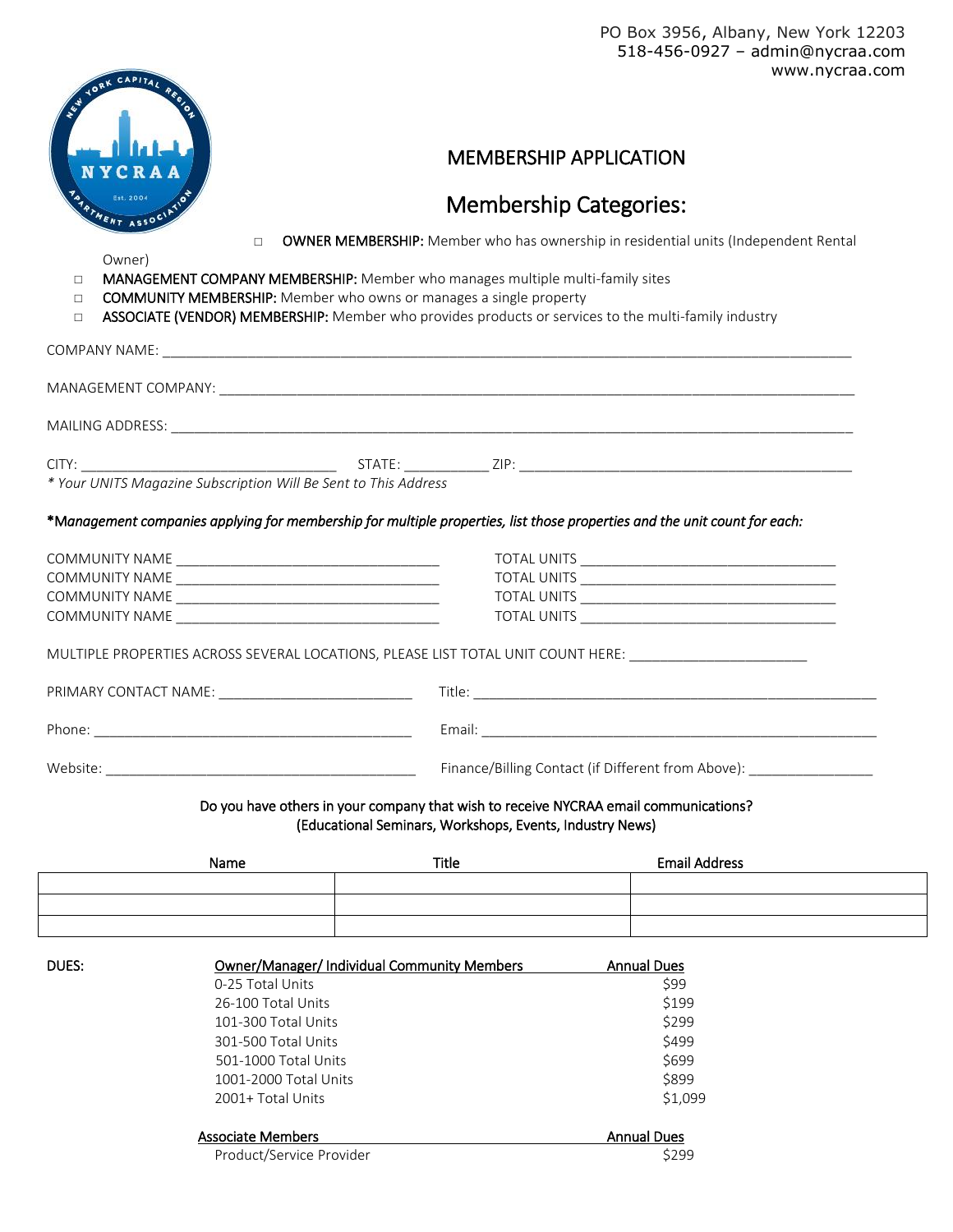PO Box 3956, Albany, New York 12203
518-456-0927 – admin@nycraa.com
www.nycraa.com

# MEMBERSHIP APPLICATION

## Membership Categories:

- ☐ **OWNER MEMBERSHIP:** Member who has ownership in residential units (Independent Rental Owner)
- ☐ **MANAGEMENT COMPANY MEMBERSHIP:** Member who manages multiple multi-family sites
- ☐ **COMMUNITY MEMBERSHIP:** Member who owns or manages a single property
- ☐ **ASSOCIATE (VENDOR) MEMBERSHIP:** Member who provides products or services to the multi-family industry

COMPANY NAME: ______________________________________________

MANAGEMENT COMPANY: ______________________________________________

MAILING ADDRESS: ______________________________________________

CITY: ____________________ STATE: __________ ZIP: ____________________

*\* Your UNITS Magazine Subscription Will Be Sent to This Address*

***Management companies applying for membership for multiple properties, list those properties and the unit count for each:***

COMMUNITY NAME ____________________ TOTAL UNITS ____________________
COMMUNITY NAME ____________________ TOTAL UNITS ____________________
COMMUNITY NAME ____________________ TOTAL UNITS ____________________
COMMUNITY NAME ____________________ TOTAL UNITS ____________________

MULTIPLE PROPERTIES ACROSS SEVERAL LOCATIONS, PLEASE LIST TOTAL UNIT COUNT HERE: ____________________

PRIMARY CONTACT NAME: ____________________ Title: ____________________

Phone: ____________________ Email: ____________________

Website: ____________________ Finance/Billing Contact (if Different from Above): ____________________

Do you have others in your company that wish to receive NYCRAA email communications?
(Educational Seminars, Workshops, Events, Industry News)

| Name | Title | Email Address |
|---|---|---|
| | | |
| | | |
| | | |

DUES:

| Owner/Manager/ Individual Community Members | Annual Dues |
|---|---|
| 0-25 Total Units | $99 |
| 26-100 Total Units | $199 |
| 101-300 Total Units | $299 |
| 301-500 Total Units | $499 |
| 501-1000 Total Units | $699 |
| 1001-2000 Total Units | $899 |
| 2001+ Total Units | $1,099 |

| Associate Members | Annual Dues |
|---|---|
| Product/Service Provider | $299 |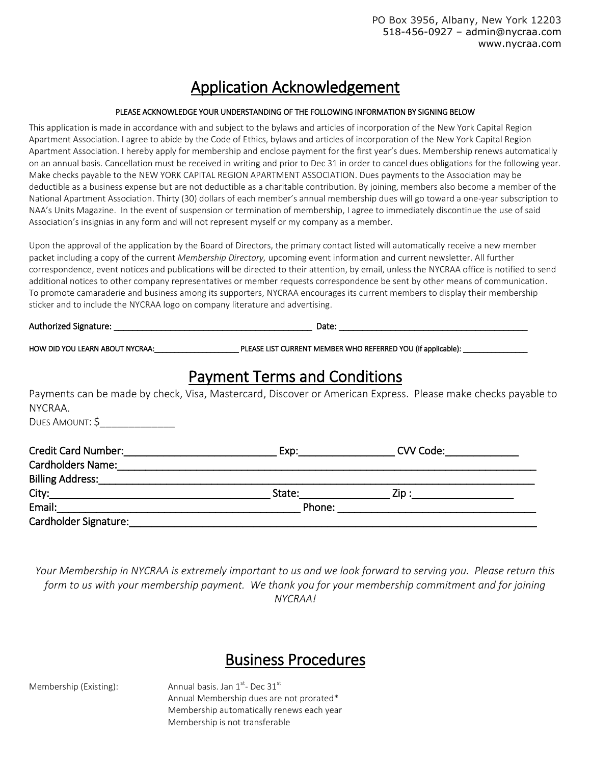PO Box 3956, Albany, New York 12203
518-456-0927 – admin@nycraa.com
www.nycraa.com

# Application Acknowledgement

**PLEASE ACKNOWLEDGE YOUR UNDERSTANDING OF THE FOLLOWING INFORMATION BY SIGNING BELOW**

This application is made in accordance with and subject to the bylaws and articles of incorporation of the New York Capital Region Apartment Association. I agree to abide by the Code of Ethics, bylaws and articles of incorporation of the New York Capital Region Apartment Association. I hereby apply for membership and enclose payment for the first year's dues. Membership renews automatically on an annual basis. Cancellation must be received in writing and prior to Dec 31 in order to cancel dues obligations for the following year. Make checks payable to the NEW YORK CAPITAL REGION APARTMENT ASSOCIATION. Dues payments to the Association may be deductible as a business expense but are not deductible as a charitable contribution. By joining, members also become a member of the National Apartment Association. Thirty (30) dollars of each member's annual membership dues will go toward a one-year subscription to NAA's Units Magazine. In the event of suspension or termination of membership, I agree to immediately discontinue the use of said Association's insignias in any form and will not represent myself or my company as a member.

Upon the approval of the application by the Board of Directors, the primary contact listed will automatically receive a new member packet including a copy of the current *Membership Directory,* upcoming event information and current newsletter. All further correspondence, event notices and publications will be directed to their attention, by email, unless the NYCRAA office is notified to send additional notices to other company representatives or member requests correspondence be sent by other means of communication. To promote camaraderie and business among its supporters, NYCRAA encourages its current members to display their membership sticker and to include the NYCRAA logo on company literature and advertising.

Authorized Signature: ________________________________________ Date: ________________________________________

HOW DID YOU LEARN ABOUT NYCRAA: ____________________ PLEASE LIST CURRENT MEMBER WHO REFERRED YOU (if applicable): _______________

# Payment Terms and Conditions

Payments can be made by check, Visa, Mastercard, Discover or American Express. Please make checks payable to NYCRAA.

DUES AMOUNT: $_____________

Credit Card Number: ___________________________ Exp: _________________ CVV Code: _____________

Cardholders Name: ________________________________________________________________________

Billing Address: __________________________________________________________________________

City: _______________________________________ State: _______________ Zip : __________________

Email: ____________________________________________ Phone: ___________________________________

Cardholder Signature: ______________________________________________________________________

*Your Membership in NYCRAA is extremely important to us and we look forward to serving you. Please return this form to us with your membership payment. We thank you for your membership commitment and for joining NYCRAA!*

# Business Procedures

Membership (Existing):

- Annual basis. Jan 1st - Dec 31st
- Annual Membership dues are not prorated*
- Membership automatically renews each year
- Membership is not transferable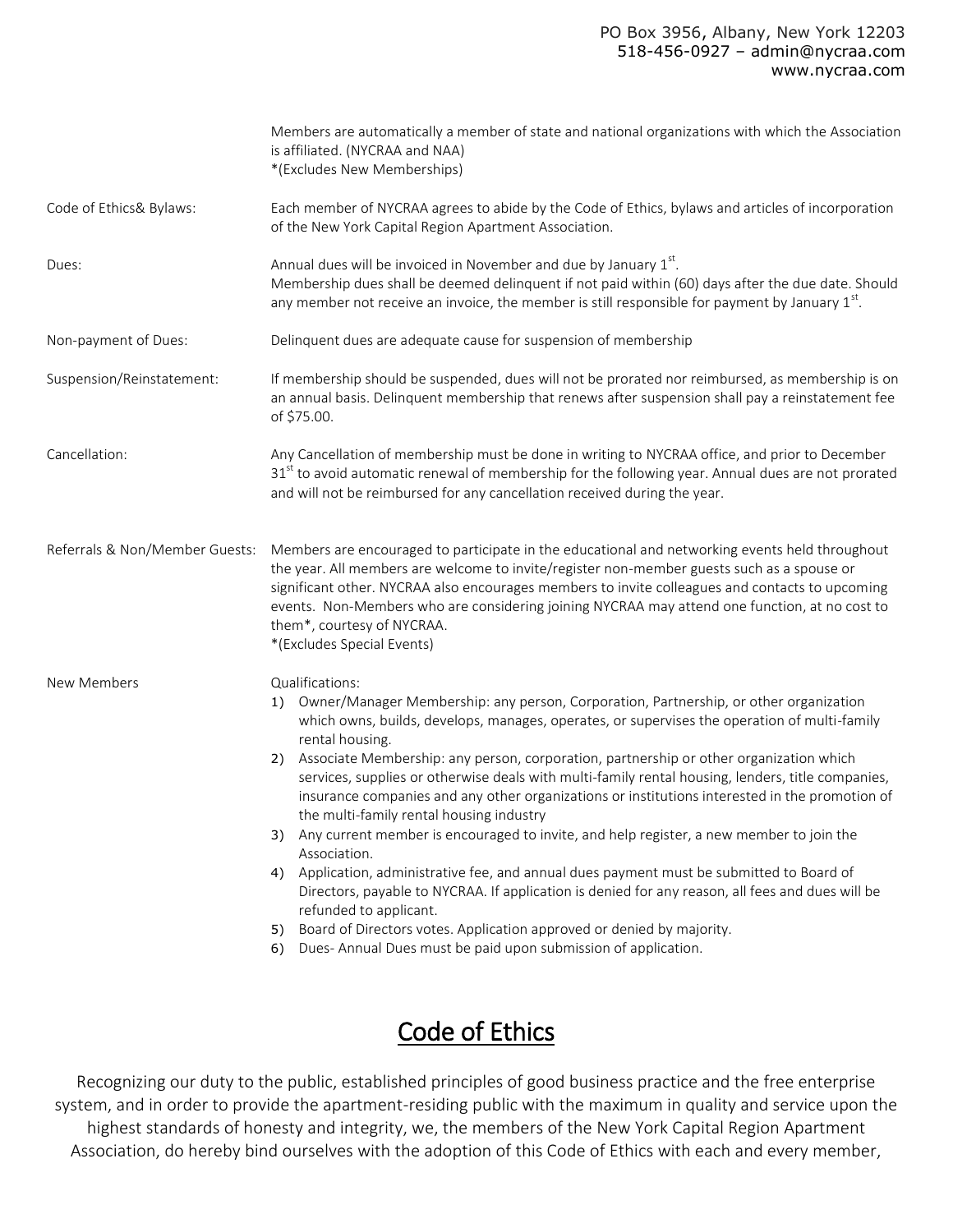Members are automatically a member of state and national organizations with which the Association is affiliated. (NYCRAA and NAA)
*(Excludes New Memberships)

| | |
|---|---|
| Code of Ethics& Bylaws: | Each member of NYCRAA agrees to abide by the Code of Ethics, bylaws and articles of incorporation of the New York Capital Region Apartment Association. |
| Dues: | Annual dues will be invoiced in November and due by January 1st. Membership dues shall be deemed delinquent if not paid within (60) days after the due date. Should any member not receive an invoice, the member is still responsible for payment by January 1st. |
| Non-payment of Dues: | Delinquent dues are adequate cause for suspension of membership |
| Suspension/Reinstatement: | If membership should be suspended, dues will not be prorated nor reimbursed, as membership is on an annual basis. Delinquent membership that renews after suspension shall pay a reinstatement fee of $75.00. |
| Cancellation: | Any Cancellation of membership must be done in writing to NYCRAA office, and prior to December 31st to avoid automatic renewal of membership for the following year. Annual dues are not prorated and will not be reimbursed for any cancellation received during the year. |
| Referrals & Non/Member Guests: | Members are encouraged to participate in the educational and networking events held throughout the year. All members are welcome to invite/register non-member guests such as a spouse or significant other. NYCRAA also encourages members to invite colleagues and contacts to upcoming events. Non-Members who are considering joining NYCRAA may attend one function, at no cost to them*, courtesy of NYCRAA. *(Excludes Special Events) |

New Members

Qualifications:

1) Owner/Manager Membership: any person, Corporation, Partnership, or other organization which owns, builds, develops, manages, operates, or supervises the operation of multi-family rental housing.
2) Associate Membership: any person, corporation, partnership or other organization which services, supplies or otherwise deals with multi-family rental housing, lenders, title companies, insurance companies and any other organizations or institutions interested in the promotion of the multi-family rental housing industry
3) Any current member is encouraged to invite, and help register, a new member to join the Association.
4) Application, administrative fee, and annual dues payment must be submitted to Board of Directors, payable to NYCRAA. If application is denied for any reason, all fees and dues will be refunded to applicant.
5) Board of Directors votes. Application approved or denied by majority.
6) Dues- Annual Dues must be paid upon submission of application.

# Code of Ethics

Recognizing our duty to the public, established principles of good business practice and the free enterprise system, and in order to provide the apartment-residing public with the maximum in quality and service upon the highest standards of honesty and integrity, we, the members of the New York Capital Region Apartment Association, do hereby bind ourselves with the adoption of this Code of Ethics with each and every member,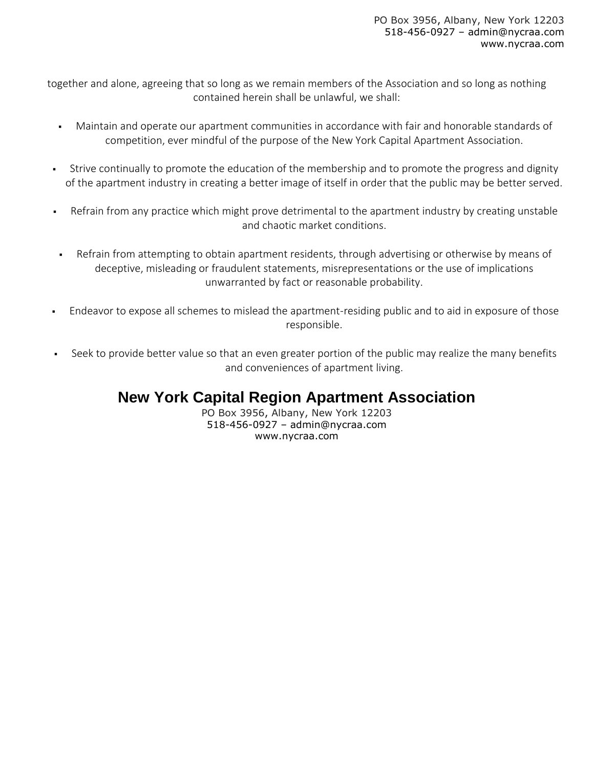together and alone, agreeing that so long as we remain members of the Association and so long as nothing contained herein shall be unlawful, we shall:

- Maintain and operate our apartment communities in accordance with fair and honorable standards of competition, ever mindful of the purpose of the New York Capital Apartment Association.
- Strive continually to promote the education of the membership and to promote the progress and dignity of the apartment industry in creating a better image of itself in order that the public may be better served.
- Refrain from any practice which might prove detrimental to the apartment industry by creating unstable and chaotic market conditions.
- Refrain from attempting to obtain apartment residents, through advertising or otherwise by means of deceptive, misleading or fraudulent statements, misrepresentations or the use of implications unwarranted by fact or reasonable probability.
- Endeavor to expose all schemes to mislead the apartment-residing public and to aid in exposure of those responsible.
- Seek to provide better value so that an even greater portion of the public may realize the many benefits and conveniences of apartment living.

## New York Capital Region Apartment Association

PO Box 3956, Albany, New York 12203
518-456-0927 – admin@nycraa.com
www.nycraa.com